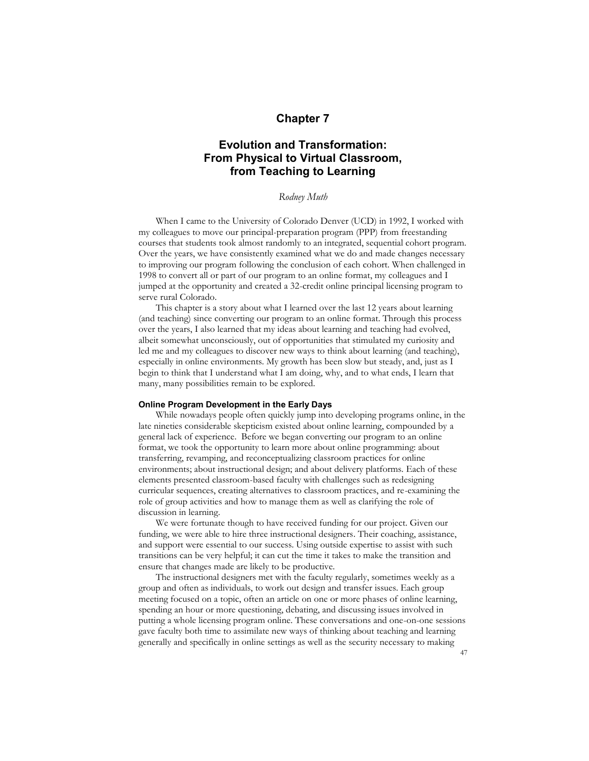# Chapter 7

## Evolution and Transformation: From Physical to Virtual Classroom, from Teaching to Learning

*Rodney Muth*

When I came to the University of Colorado Denver (UCD) in 1992, I worked with my colleagues to move our principal-preparation program (PPP) from freestanding courses that students took almost randomly to an integrated, sequential cohort program. Over the years, we have consistently examined what we do and made changes necessary to improving our program following the conclusion of each cohort. When challenged in 1998 to convert all or part of our program to an online format, my colleagues and I jumped at the opportunity and created a 32-credit online principal licensing program to serve rural Colorado.

This chapter is a story about what I learned over the last 12 years about learning (and teaching) since converting our program to an online format. Through this process over the years, I also learned that my ideas about learning and teaching had evolved, albeit somewhat unconsciously, out of opportunities that stimulated my curiosity and led me and my colleagues to discover new ways to think about learning (and teaching), especially in online environments. My growth has been slow but steady, and, just as I begin to think that I understand what I am doing, why, and to what ends, I learn that many, many possibilities remain to be explored.

### Online Program Development in the Early Days

While nowadays people often quickly jump into developing programs online, in the late nineties considerable skepticism existed about online learning, compounded by a general lack of experience. Before we began converting our program to an online format, we took the opportunity to learn more about online programming: about transferring, revamping, and reconceptualizing classroom practices for online environments; about instructional design; and about delivery platforms. Each of these elements presented classroom-based faculty with challenges such as redesigning curricular sequences, creating alternatives to classroom practices, and re-examining the role of group activities and how to manage them as well as clarifying the role of discussion in learning.

We were fortunate though to have received funding for our project. Given our funding, we were able to hire three instructional designers. Their coaching, assistance, and support were essential to our success. Using outside expertise to assist with such transitions can be very helpful; it can cut the time it takes to make the transition and ensure that changes made are likely to be productive.

The instructional designers met with the faculty regularly, sometimes weekly as a group and often as individuals, to work out design and transfer issues. Each group meeting focused on a topic, often an article on one or more phases of online learning, spending an hour or more questioning, debating, and discussing issues involved in putting a whole licensing program online. These conversations and one-on-one sessions gave faculty both time to assimilate new ways of thinking about teaching and learning generally and specifically in online settings as well as the security necessary to making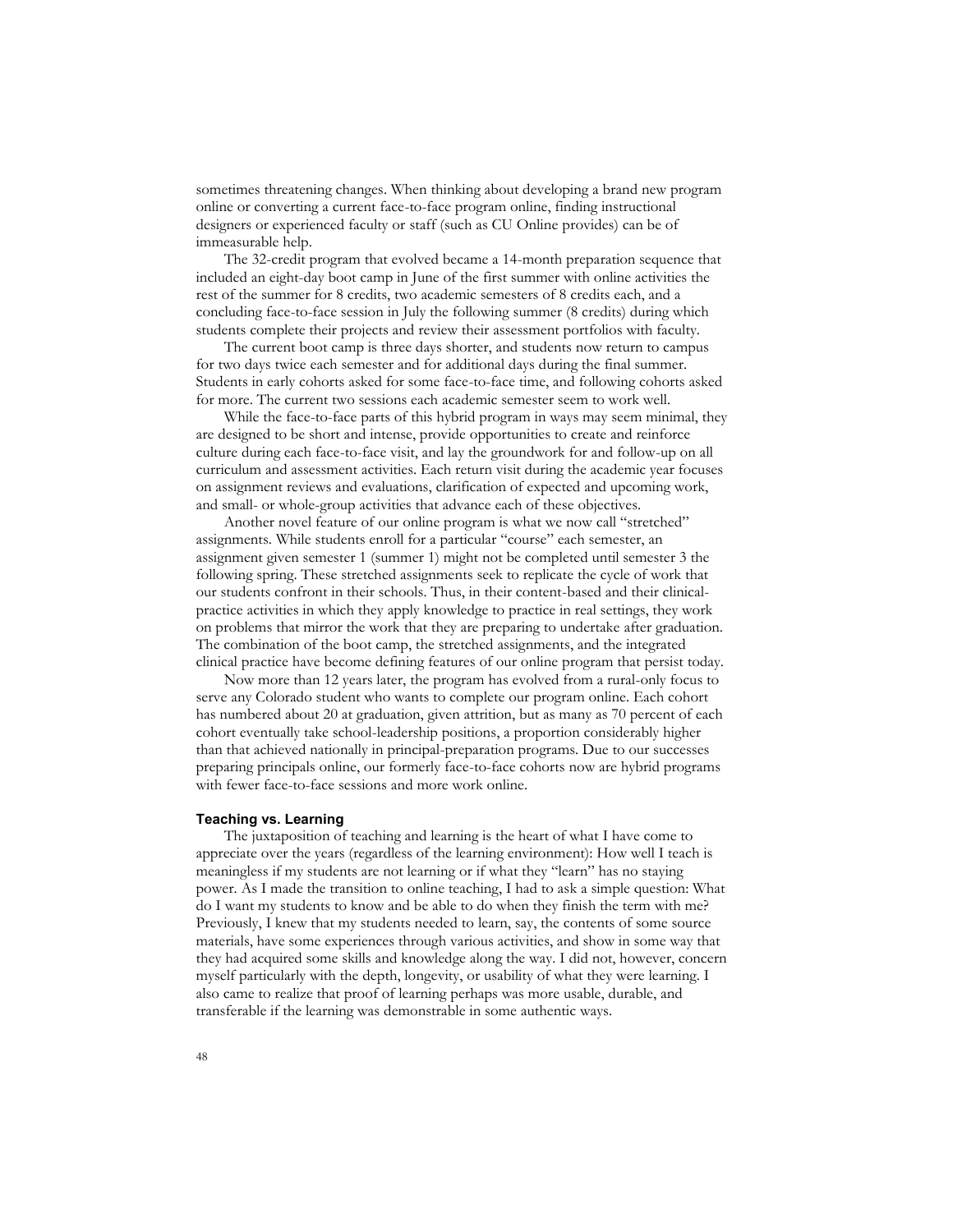sometimes threatening changes. When thinking about developing a brand new program online or converting a current face-to-face program online, finding instructional designers or experienced faculty or staff (such as CU Online provides) can be of immeasurable help.

The 32-credit program that evolved became a 14-month preparation sequence that included an eight-day boot camp in June of the first summer with online activities the rest of the summer for 8 credits, two academic semesters of 8 credits each, and a concluding face-to-face session in July the following summer (8 credits) during which students complete their projects and review their assessment portfolios with faculty.

The current boot camp is three days shorter, and students now return to campus for two days twice each semester and for additional days during the final summer. Students in early cohorts asked for some face-to-face time, and following cohorts asked for more. The current two sessions each academic semester seem to work well.

While the face-to-face parts of this hybrid program in ways may seem minimal, they are designed to be short and intense, provide opportunities to create and reinforce culture during each face-to-face visit, and lay the groundwork for and follow-up on all curriculum and assessment activities. Each return visit during the academic year focuses on assignment reviews and evaluations, clarification of expected and upcoming work, and small- or whole-group activities that advance each of these objectives.

Another novel feature of our online program is what we now call "stretched" assignments. While students enroll for a particular "course" each semester, an assignment given semester 1 (summer 1) might not be completed until semester 3 the following spring. These stretched assignments seek to replicate the cycle of work that our students confront in their schools. Thus, in their content-based and their clinical-practice activities in which they apply knowledge to practice in real settings, they work on problems that mirror the work that they are preparing to undertake after graduation. The combination of the boot camp, the stretched assignments, and the integrated clinical practice have become defining features of our online program that persist today.

Now more than 12 years later, the program has evolved from a rural-only focus to serve any Colorado student who wants to complete our program online. Each cohort has numbered about 20 at graduation, given attrition, but as many as 70 percent of each cohort eventually take school-leadership positions, a proportion considerably higher than that achieved nationally in principal-preparation programs. Due to our successes preparing principals online, our formerly face-to-face cohorts now are hybrid programs with fewer face-to-face sessions and more work online.

### Teaching vs. Learning

The juxtaposition of teaching and learning is the heart of what I have come to appreciate over the years (regardless of the learning environment): How well I teach is meaningless if my students are not learning or if what they "learn" has no staying power. As I made the transition to online teaching, I had to ask a simple question: What do I want my students to know and be able to do when they finish the term with me? Previously, I knew that my students needed to learn, say, the contents of some source materials, have some experiences through various activities, and show in some way that they had acquired some skills and knowledge along the way. I did not, however, concern myself particularly with the depth, longevity, or usability of what they were learning. I also came to realize that proof of learning perhaps was more usable, durable, and transferable if the learning was demonstrable in some authentic ways.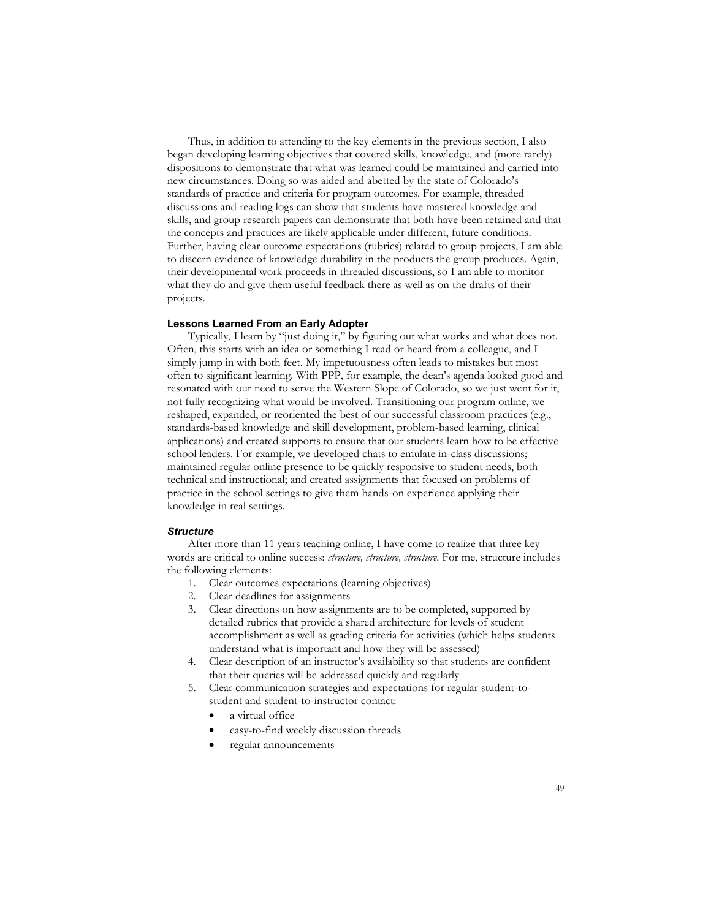Thus, in addition to attending to the key elements in the previous section, I also began developing learning objectives that covered skills, knowledge, and (more rarely) dispositions to demonstrate that what was learned could be maintained and carried into new circumstances. Doing so was aided and abetted by the state of Colorado's standards of practice and criteria for program outcomes. For example, threaded discussions and reading logs can show that students have mastered knowledge and skills, and group research papers can demonstrate that both have been retained and that the concepts and practices are likely applicable under different, future conditions. Further, having clear outcome expectations (rubrics) related to group projects, I am able to discern evidence of knowledge durability in the products the group produces. Again, their developmental work proceeds in threaded discussions, so I am able to monitor what they do and give them useful feedback there as well as on the drafts of their projects.

### Lessons Learned From an Early Adopter

Typically, I learn by "just doing it," by figuring out what works and what does not. Often, this starts with an idea or something I read or heard from a colleague, and I simply jump in with both feet. My impetuousness often leads to mistakes but most often to significant learning. With PPP, for example, the dean's agenda looked good and resonated with our need to serve the Western Slope of Colorado, so we just went for it, not fully recognizing what would be involved. Transitioning our program online, we reshaped, expanded, or reoriented the best of our successful classroom practices (e.g., standards-based knowledge and skill development, problem-based learning, clinical applications) and created supports to ensure that our students learn how to be effective school leaders. For example, we developed chats to emulate in-class discussions; maintained regular online presence to be quickly responsive to student needs, both technical and instructional; and created assignments that focused on problems of practice in the school settings to give them hands-on experience applying their knowledge in real settings.

#### *Structure*

After more than 11 years teaching online, I have come to realize that three key words are critical to online success: *structure, structure, structure*. For me, structure includes the following elements:

1. Clear outcomes expectations (learning objectives)
2. Clear deadlines for assignments
3. Clear directions on how assignments are to be completed, supported by detailed rubrics that provide a shared architecture for levels of student accomplishment as well as grading criteria for activities (which helps students understand what is important and how they will be assessed)
4. Clear description of an instructor's availability so that students are confident that their queries will be addressed quickly and regularly
5. Clear communication strategies and expectations for regular student-to-student and student-to-instructor contact:
   - a virtual office
   - easy-to-find weekly discussion threads
   - regular announcements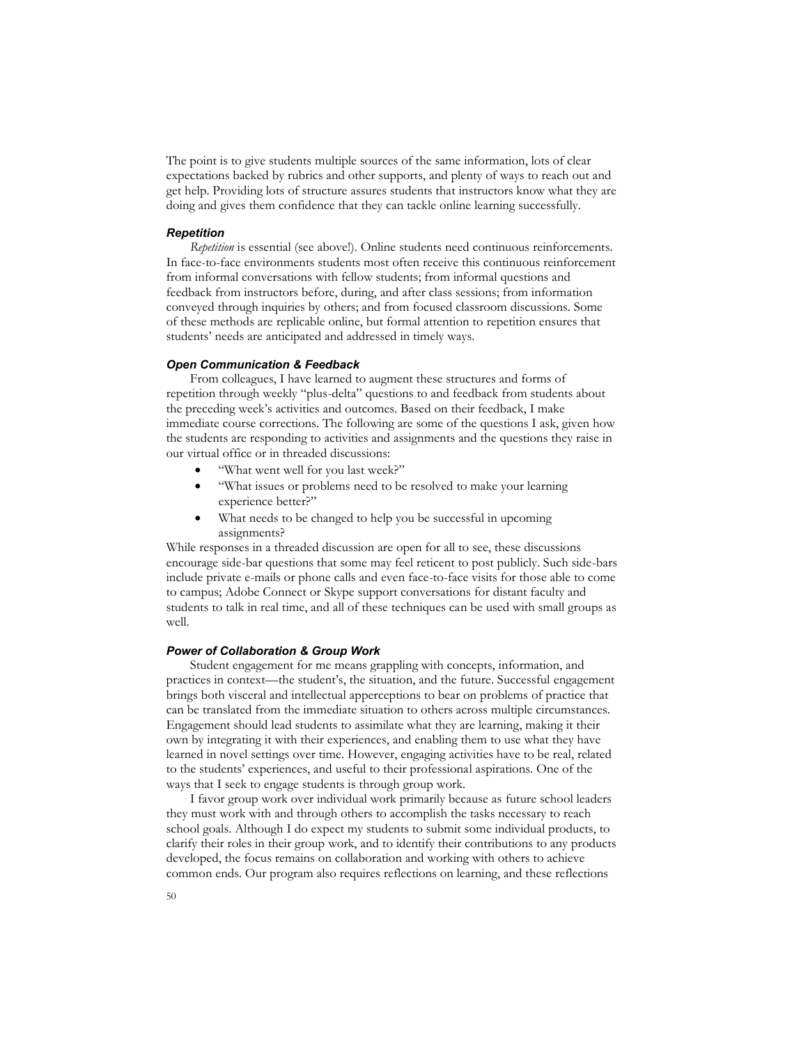The point is to give students multiple sources of the same information, lots of clear expectations backed by rubrics and other supports, and plenty of ways to reach out and get help. Providing lots of structure assures students that instructors know what they are doing and gives them confidence that they can tackle online learning successfully.

### *Repetition*

*Repetition* is essential (see above!). Online students need continuous reinforcements. In face-to-face environments students most often receive this continuous reinforcement from informal conversations with fellow students; from informal questions and feedback from instructors before, during, and after class sessions; from information conveyed through inquiries by others; and from focused classroom discussions. Some of these methods are replicable online, but formal attention to repetition ensures that students' needs are anticipated and addressed in timely ways.

### *Open Communication & Feedback*

From colleagues, I have learned to augment these structures and forms of repetition through weekly "plus-delta" questions to and feedback from students about the preceding week's activities and outcomes. Based on their feedback, I make immediate course corrections. The following are some of the questions I ask, given how the students are responding to activities and assignments and the questions they raise in our virtual office or in threaded discussions:

- "What went well for you last week?"
- "What issues or problems need to be resolved to make your learning experience better?"
- What needs to be changed to help you be successful in upcoming assignments?

While responses in a threaded discussion are open for all to see, these discussions encourage side-bar questions that some may feel reticent to post publicly. Such side-bars include private e-mails or phone calls and even face-to-face visits for those able to come to campus; Adobe Connect or Skype support conversations for distant faculty and students to talk in real time, and all of these techniques can be used with small groups as well.

### *Power of Collaboration & Group Work*

Student engagement for me means grappling with concepts, information, and practices in context—the student's, the situation, and the future. Successful engagement brings both visceral and intellectual apperceptions to bear on problems of practice that can be translated from the immediate situation to others across multiple circumstances. Engagement should lead students to assimilate what they are learning, making it their own by integrating it with their experiences, and enabling them to use what they have learned in novel settings over time. However, engaging activities have to be real, related to the students' experiences, and useful to their professional aspirations. One of the ways that I seek to engage students is through group work.

I favor group work over individual work primarily because as future school leaders they must work with and through others to accomplish the tasks necessary to reach school goals. Although I do expect my students to submit some individual products, to clarify their roles in their group work, and to identify their contributions to any products developed, the focus remains on collaboration and working with others to achieve common ends. Our program also requires reflections on learning, and these reflections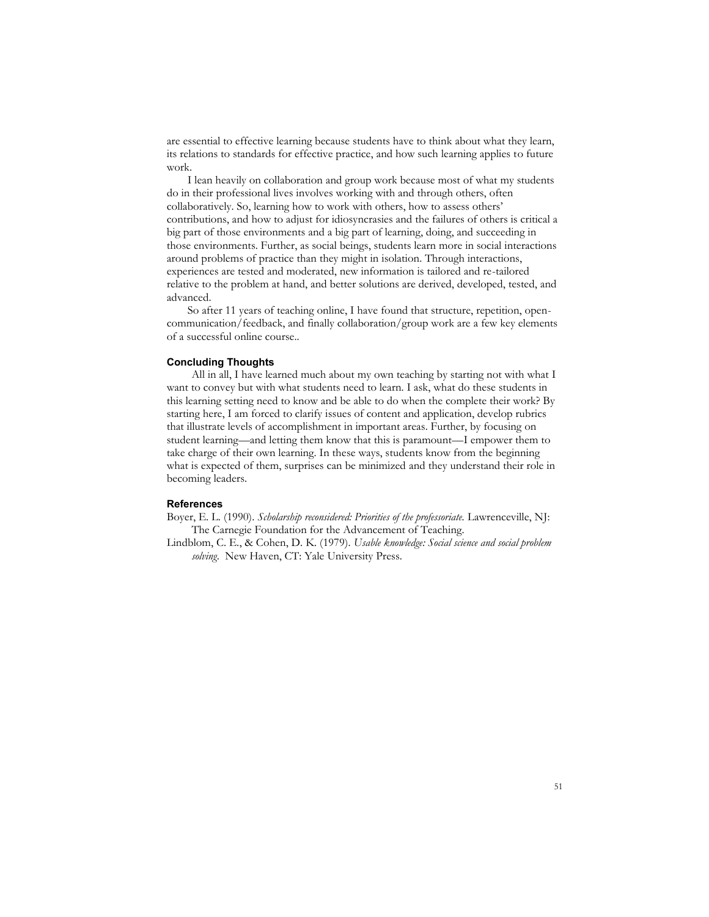are essential to effective learning because students have to think about what they learn, its relations to standards for effective practice, and how such learning applies to future work.

I lean heavily on collaboration and group work because most of what my students do in their professional lives involves working with and through others, often collaboratively. So, learning how to work with others, how to assess others' contributions, and how to adjust for idiosyncrasies and the failures of others is critical a big part of those environments and a big part of learning, doing, and succeeding in those environments. Further, as social beings, students learn more in social interactions around problems of practice than they might in isolation. Through interactions, experiences are tested and moderated, new information is tailored and re-tailored relative to the problem at hand, and better solutions are derived, developed, tested, and advanced.

So after 11 years of teaching online, I have found that structure, repetition, open-communication/feedback, and finally collaboration/group work are a few key elements of a successful online course..

### Concluding Thoughts

All in all, I have learned much about my own teaching by starting not with what I want to convey but with what students need to learn. I ask, what do these students in this learning setting need to know and be able to do when the complete their work? By starting here, I am forced to clarify issues of content and application, develop rubrics that illustrate levels of accomplishment in important areas. Further, by focusing on student learning—and letting them know that this is paramount—I empower them to take charge of their own learning. In these ways, students know from the beginning what is expected of them, surprises can be minimized and they understand their role in becoming leaders.

### References

Boyer, E. L. (1990). *Scholarship reconsidered: Priorities of the professoriate.* Lawrenceville, NJ: The Carnegie Foundation for the Advancement of Teaching.

Lindblom, C. E., & Cohen, D. K. (1979). *Usable knowledge: Social science and social problem solving.* New Haven, CT: Yale University Press.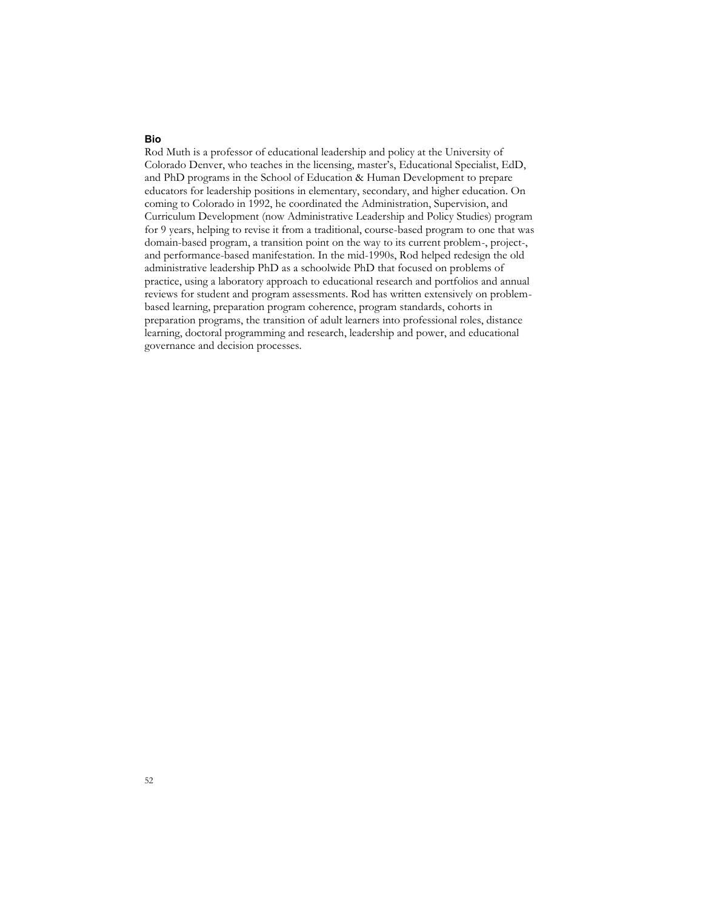### Bio

Rod Muth is a professor of educational leadership and policy at the University of Colorado Denver, who teaches in the licensing, master's, Educational Specialist, EdD, and PhD programs in the School of Education & Human Development to prepare educators for leadership positions in elementary, secondary, and higher education. On coming to Colorado in 1992, he coordinated the Administration, Supervision, and Curriculum Development (now Administrative Leadership and Policy Studies) program for 9 years, helping to revise it from a traditional, course-based program to one that was domain-based program, a transition point on the way to its current problem-, project-, and performance-based manifestation. In the mid-1990s, Rod helped redesign the old administrative leadership PhD as a schoolwide PhD that focused on problems of practice, using a laboratory approach to educational research and portfolios and annual reviews for student and program assessments. Rod has written extensively on problem-based learning, preparation program coherence, program standards, cohorts in preparation programs, the transition of adult learners into professional roles, distance learning, doctoral programming and research, leadership and power, and educational governance and decision processes.